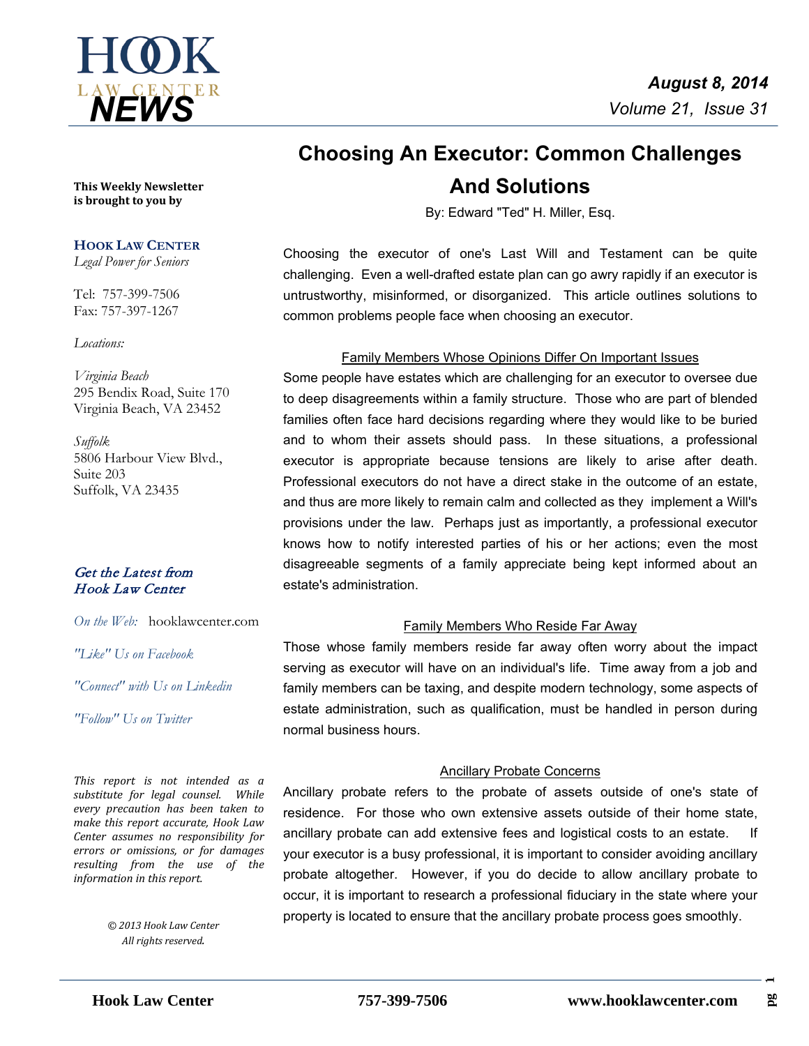# Choosing An Executor: Common Challenges And Solutions

By: Edward "Ted" H. Miller, Esq.

Choosing the executor of one's Last Will and Testament can be quite challenging. Even a well-drafted estate plan can go awry rapidly if an executor is untrustworthy, misinformed, or disorganized. This article outlines solutions to common problems people face when choosing an executor.

## Family Members Whose Opinions Differ On Important Issues

Some people have estates which are challenging for an executor to oversee due to deep disagreements within a family structure. Those who are part of blended families often face hard decisions regarding where they would like to be buried and to whom their assets should pass. In these situations, a professional executor is appropriate because tensions are likely to arise after death. Professional executors do not have a direct stake in the outcome of an estate, and thus are more likely to remain calm and collected as they implement a Will's provisions under the law. Perhaps just as importantly, a professional executor knows how to notify interested parties of his or her actions; even the most disagreeable segments of a family appreciate being kept informed about an estate's administration.

## Family Members Who Reside Far Away

Those whose family members reside far away often worry about the impact serving as executor will have on an individual's life. Time away from a job and family members can be taxing, and despite modern technology, some aspects of estate administration, such as qualification, must be handled in person during normal business hours.

## Ancillary Probate Concerns

Ancillary probate refers to the probate of assets outside of one's state of residence. For those who own extensive assets outside of their home state, ancillary probate can add extensive fees and logistical costs to an estate. If your executor is a busy professional, it is important to consider avoiding ancillary probate altogether. However, if you do decide to allow ancillary probate to occur, it is important to research a professional fiduciary in the state where your property is located to ensure that the ancillary probate process goes smoothly.

---

**This Weekly Newsletter is brought to you by**

**HOOK LAW CENTER**
*Legal Power for Seniors*

Tel: 757-399-7506
Fax: 757-397-1267

*Locations:*

*Virginia Beach*
295 Bendix Road, Suite 170
Virginia Beach, VA 23452

*Suffolk*
5806 Harbour View Blvd.,
Suite 203
Suffolk, VA 23435

*Get the Latest from Hook Law Center*

*On the Web:* hooklawcenter.com

*"Like" Us on Facebook*

*"Connect" with Us on Linkedin*

*"Follow" Us on Twitter*

*This report is not intended as a substitute for legal counsel. While every precaution has been taken to make this report accurate, Hook Law Center assumes no responsibility for errors or omissions, or for damages resulting from the use of the information in this report.*

*© 2013 Hook Law Center*
*All rights reserved.*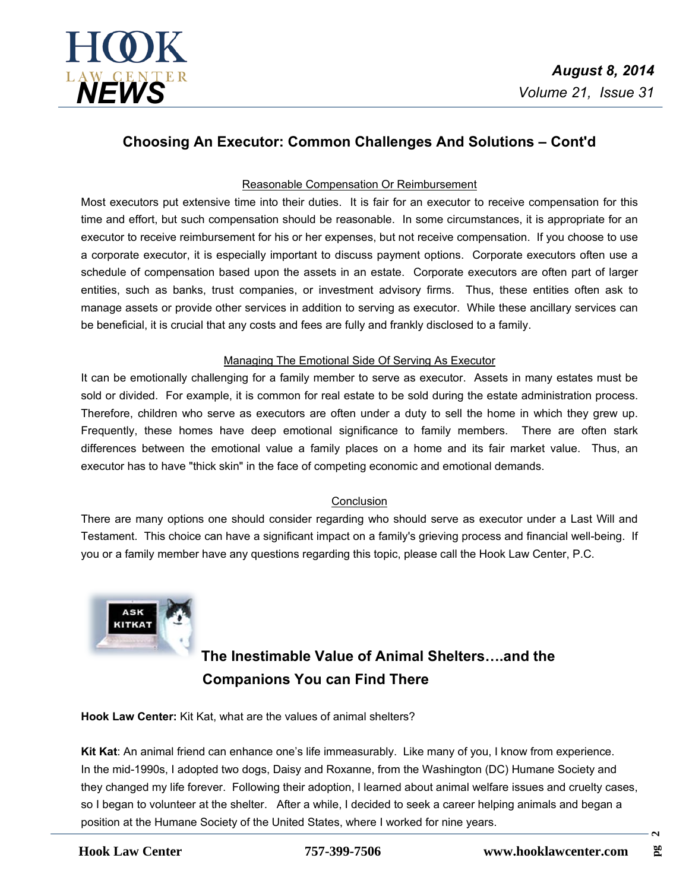## Choosing An Executor: Common Challenges And Solutions – Cont'd

Reasonable Compensation Or Reimbursement

Most executors put extensive time into their duties. It is fair for an executor to receive compensation for this time and effort, but such compensation should be reasonable. In some circumstances, it is appropriate for an executor to receive reimbursement for his or her expenses, but not receive compensation. If you choose to use a corporate executor, it is especially important to discuss payment options. Corporate executors often use a schedule of compensation based upon the assets in an estate. Corporate executors are often part of larger entities, such as banks, trust companies, or investment advisory firms. Thus, these entities often ask to manage assets or provide other services in addition to serving as executor. While these ancillary services can be beneficial, it is crucial that any costs and fees are fully and frankly disclosed to a family.

Managing The Emotional Side Of Serving As Executor

It can be emotionally challenging for a family member to serve as executor. Assets in many estates must be sold or divided. For example, it is common for real estate to be sold during the estate administration process. Therefore, children who serve as executors are often under a duty to sell the home in which they grew up. Frequently, these homes have deep emotional significance to family members. There are often stark differences between the emotional value a family places on a home and its fair market value. Thus, an executor has to have "thick skin" in the face of competing economic and emotional demands.

Conclusion

There are many options one should consider regarding who should serve as executor under a Last Will and Testament. This choice can have a significant impact on a family's grieving process and financial well-being. If you or a family member have any questions regarding this topic, please call the Hook Law Center, P.C.

ASK KITKAT

## The Inestimable Value of Animal Shelters….and the Companions You can Find There

**Hook Law Center:** Kit Kat, what are the values of animal shelters?

**Kit Kat**: An animal friend can enhance one's life immeasurably. Like many of you, I know from experience. In the mid-1990s, I adopted two dogs, Daisy and Roxanne, from the Washington (DC) Humane Society and they changed my life forever. Following their adoption, I learned about animal welfare issues and cruelty cases, so I began to volunteer at the shelter. After a while, I decided to seek a career helping animals and began a position at the Humane Society of the United States, where I worked for nine years.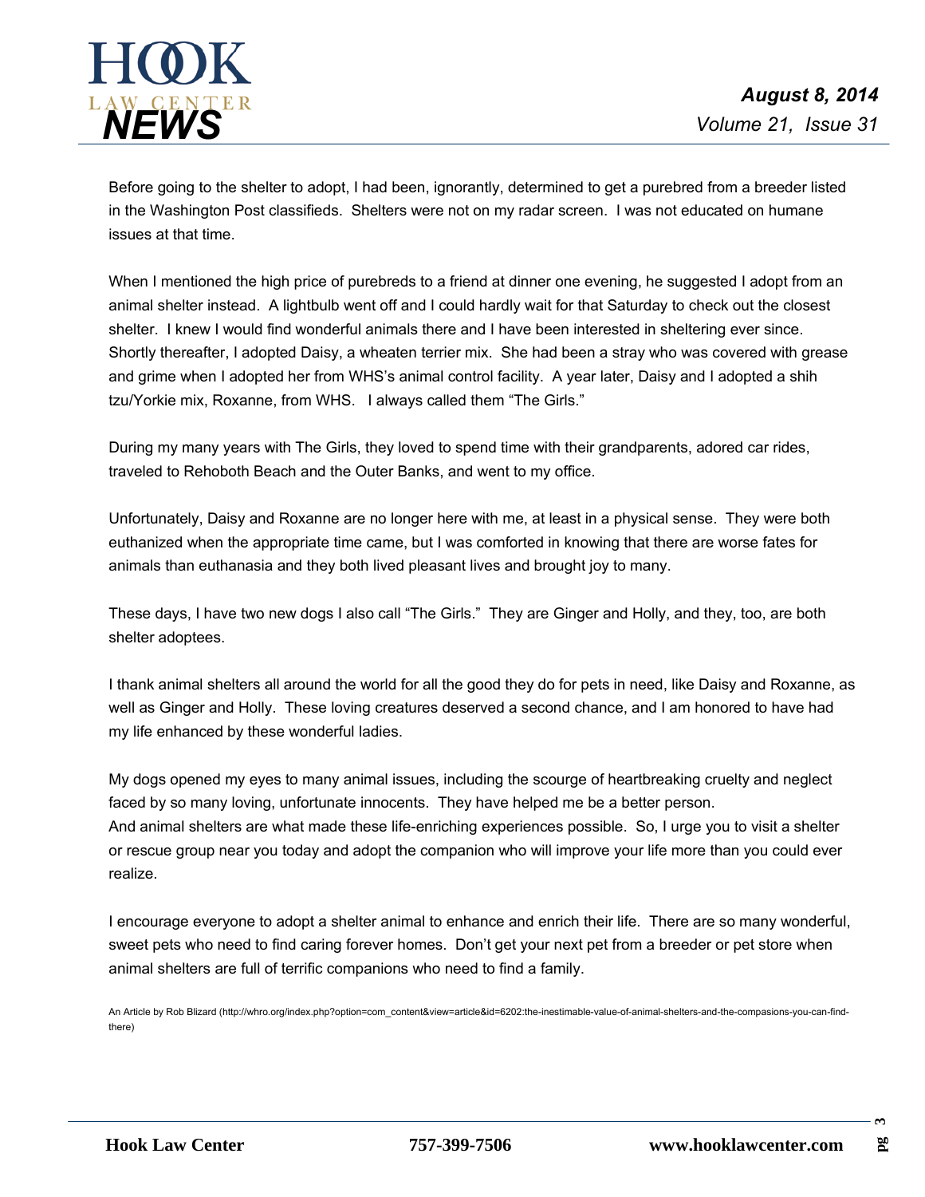Before going to the shelter to adopt, I had been, ignorantly, determined to get a purebred from a breeder listed in the Washington Post classifieds. Shelters were not on my radar screen. I was not educated on humane issues at that time.

When I mentioned the high price of purebreds to a friend at dinner one evening, he suggested I adopt from an animal shelter instead. A lightbulb went off and I could hardly wait for that Saturday to check out the closest shelter. I knew I would find wonderful animals there and I have been interested in sheltering ever since. Shortly thereafter, I adopted Daisy, a wheaten terrier mix. She had been a stray who was covered with grease and grime when I adopted her from WHS's animal control facility. A year later, Daisy and I adopted a shih tzu/Yorkie mix, Roxanne, from WHS. I always called them "The Girls."

During my many years with The Girls, they loved to spend time with their grandparents, adored car rides, traveled to Rehoboth Beach and the Outer Banks, and went to my office.

Unfortunately, Daisy and Roxanne are no longer here with me, at least in a physical sense. They were both euthanized when the appropriate time came, but I was comforted in knowing that there are worse fates for animals than euthanasia and they both lived pleasant lives and brought joy to many.

These days, I have two new dogs I also call "The Girls." They are Ginger and Holly, and they, too, are both shelter adoptees.

I thank animal shelters all around the world for all the good they do for pets in need, like Daisy and Roxanne, as well as Ginger and Holly. These loving creatures deserved a second chance, and I am honored to have had my life enhanced by these wonderful ladies.

My dogs opened my eyes to many animal issues, including the scourge of heartbreaking cruelty and neglect faced by so many loving, unfortunate innocents. They have helped me be a better person.
And animal shelters are what made these life-enriching experiences possible. So, I urge you to visit a shelter or rescue group near you today and adopt the companion who will improve your life more than you could ever realize.

I encourage everyone to adopt a shelter animal to enhance and enrich their life. There are so many wonderful, sweet pets who need to find caring forever homes. Don't get your next pet from a breeder or pet store when animal shelters are full of terrific companions who need to find a family.

An Article by Rob Blizard (http://whro.org/index.php?option=com_content&view=article&id=6202:the-inestimable-value-of-animal-shelters-and-the-compasions-you-can-find-there)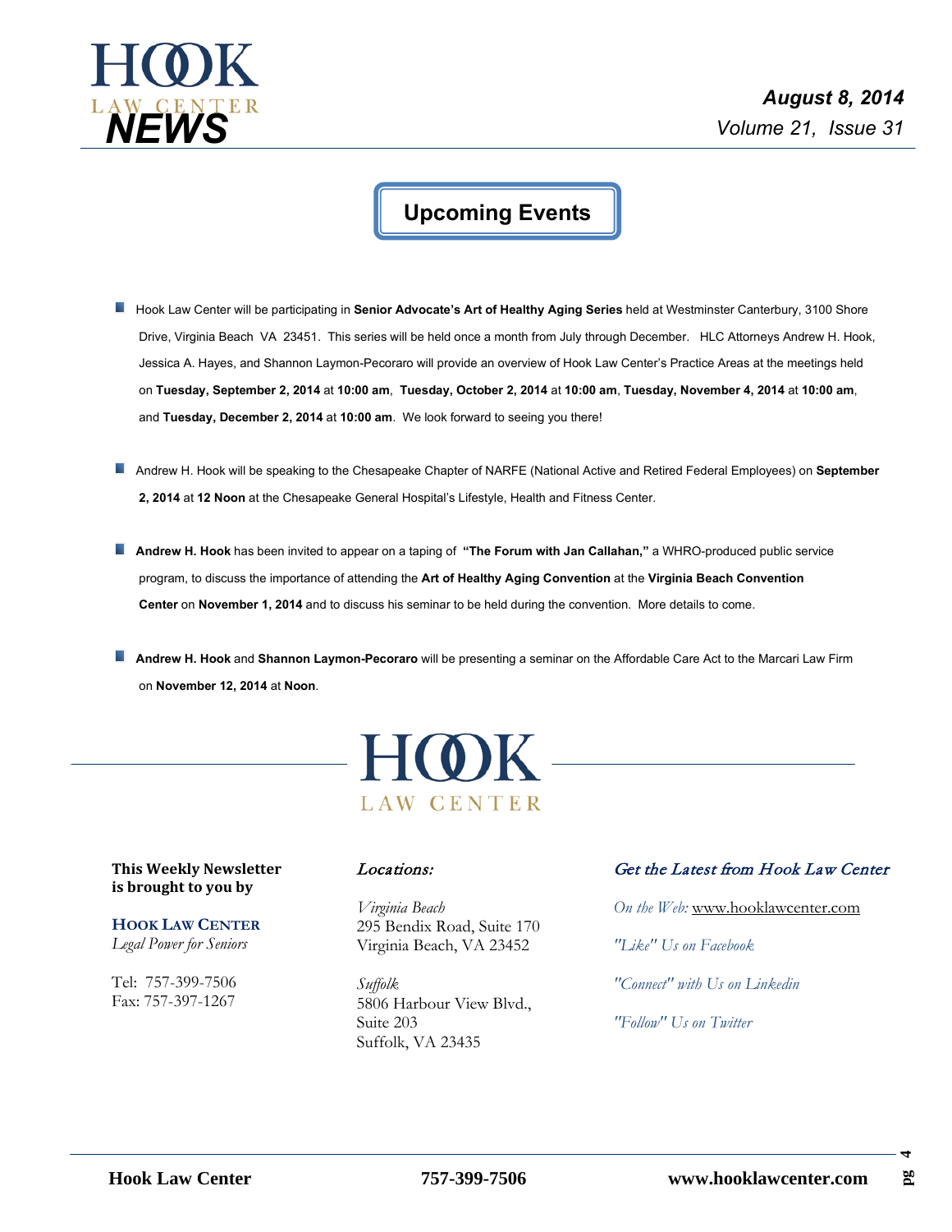## Upcoming Events

- Hook Law Center will be participating in **Senior Advocate's Art of Healthy Aging Series** held at Westminster Canterbury, 3100 Shore Drive, Virginia Beach VA 23451. This series will be held once a month from July through December. HLC Attorneys Andrew H. Hook, Jessica A. Hayes, and Shannon Laymon-Pecoraro will provide an overview of Hook Law Center's Practice Areas at the meetings held on **Tuesday, September 2, 2014** at **10:00 am**, **Tuesday, October 2, 2014** at **10:00 am**, **Tuesday, November 4, 2014** at **10:00 am**, and **Tuesday, December 2, 2014** at **10:00 am**. We look forward to seeing you there!

- Andrew H. Hook will be speaking to the Chesapeake Chapter of NARFE (National Active and Retired Federal Employees) on **September 2, 2014** at **12 Noon** at the Chesapeake General Hospital's Lifestyle, Health and Fitness Center.

- **Andrew H. Hook** has been invited to appear on a taping of **"The Forum with Jan Callahan,"** a WHRO-produced public service program, to discuss the importance of attending the **Art of Healthy Aging Convention** at the **Virginia Beach Convention Center** on **November 1, 2014** and to discuss his seminar to be held during the convention. More details to come.

- **Andrew H. Hook** and **Shannon Laymon-Pecoraro** will be presenting a seminar on the Affordable Care Act to the Marcari Law Firm on **November 12, 2014** at **Noon**.

HOOK LAW CENTER

**This Weekly Newsletter is brought to you by**

**HOOK LAW CENTER**
*Legal Power for Seniors*

Tel: 757-399-7506
Fax: 757-397-1267

*Locations:*

*Virginia Beach*
295 Bendix Road, Suite 170
Virginia Beach, VA 23452

*Suffolk*
5806 Harbour View Blvd., Suite 203
Suffolk, VA 23435

*Get the Latest from Hook Law Center*

*On the Web:* www.hooklawcenter.com

*"Like" Us on Facebook*

*"Connect" with Us on Linkedin*

*"Follow" Us on Twitter*